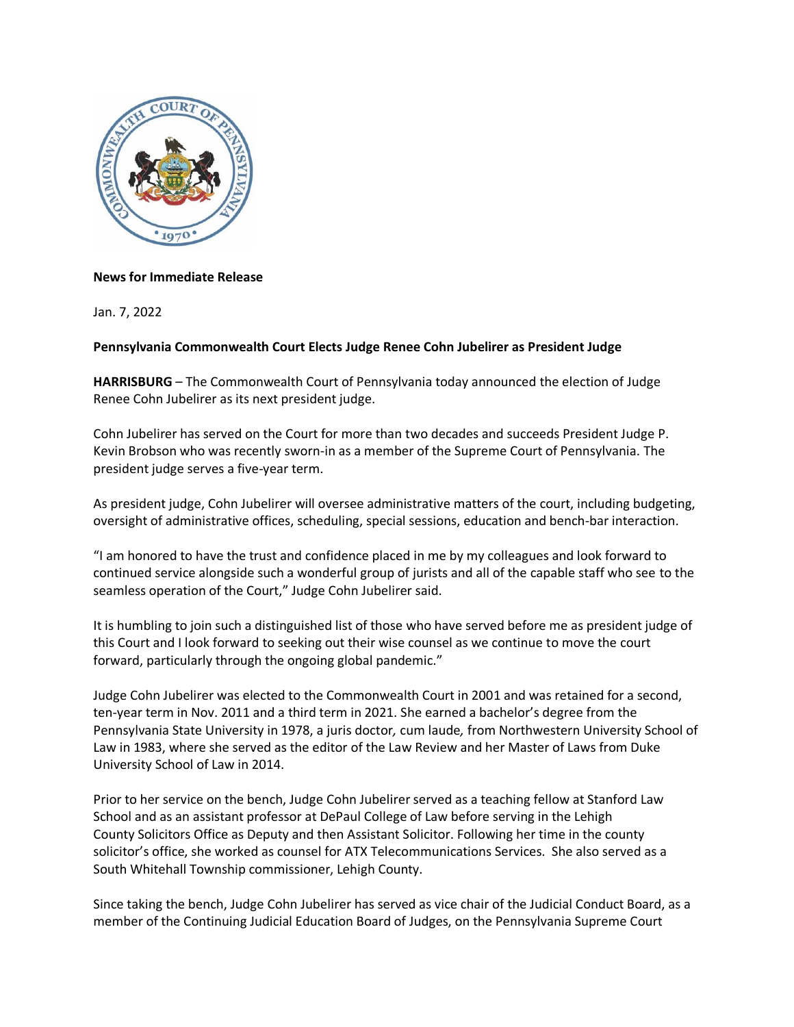**News for Immediate Release**

Jan. 7, 2022

**Pennsylvania Commonwealth Court Elects Judge Renee Cohn Jubelirer as President Judge**

**HARRISBURG** – The Commonwealth Court of Pennsylvania today announced the election of Judge Renee Cohn Jubelirer as its next president judge.

Cohn Jubelirer has served on the Court for more than two decades and succeeds President Judge P. Kevin Brobson who was recently sworn-in as a member of the Supreme Court of Pennsylvania. The president judge serves a five-year term.

As president judge, Cohn Jubelirer will oversee administrative matters of the court, including budgeting, oversight of administrative offices, scheduling, special sessions, education and bench-bar interaction.

"I am honored to have the trust and confidence placed in me by my colleagues and look forward to continued service alongside such a wonderful group of jurists and all of the capable staff who see to the seamless operation of the Court," Judge Cohn Jubelirer said.

It is humbling to join such a distinguished list of those who have served before me as president judge of this Court and I look forward to seeking out their wise counsel as we continue to move the court forward, particularly through the ongoing global pandemic."

Judge Cohn Jubelirer was elected to the Commonwealth Court in 2001 and was retained for a second, ten-year term in Nov. 2011 and a third term in 2021. She earned a bachelor's degree from the Pennsylvania State University in 1978, a juris doctor*, cum laude,* from Northwestern University School of Law in 1983, where she served as the editor of the Law Review and her Master of Laws from Duke University School of Law in 2014.

Prior to her service on the bench, Judge Cohn Jubelirer served as a teaching fellow at Stanford Law School and as an assistant professor at DePaul College of Law before serving in the Lehigh County Solicitors Office as Deputy and then Assistant Solicitor. Following her time in the county solicitor's office, she worked as counsel for ATX Telecommunications Services. She also served as a South Whitehall Township commissioner, Lehigh County.

Since taking the bench, Judge Cohn Jubelirer has served as vice chair of the Judicial Conduct Board, as a member of the Continuing Judicial Education Board of Judges, on the Pennsylvania Supreme Court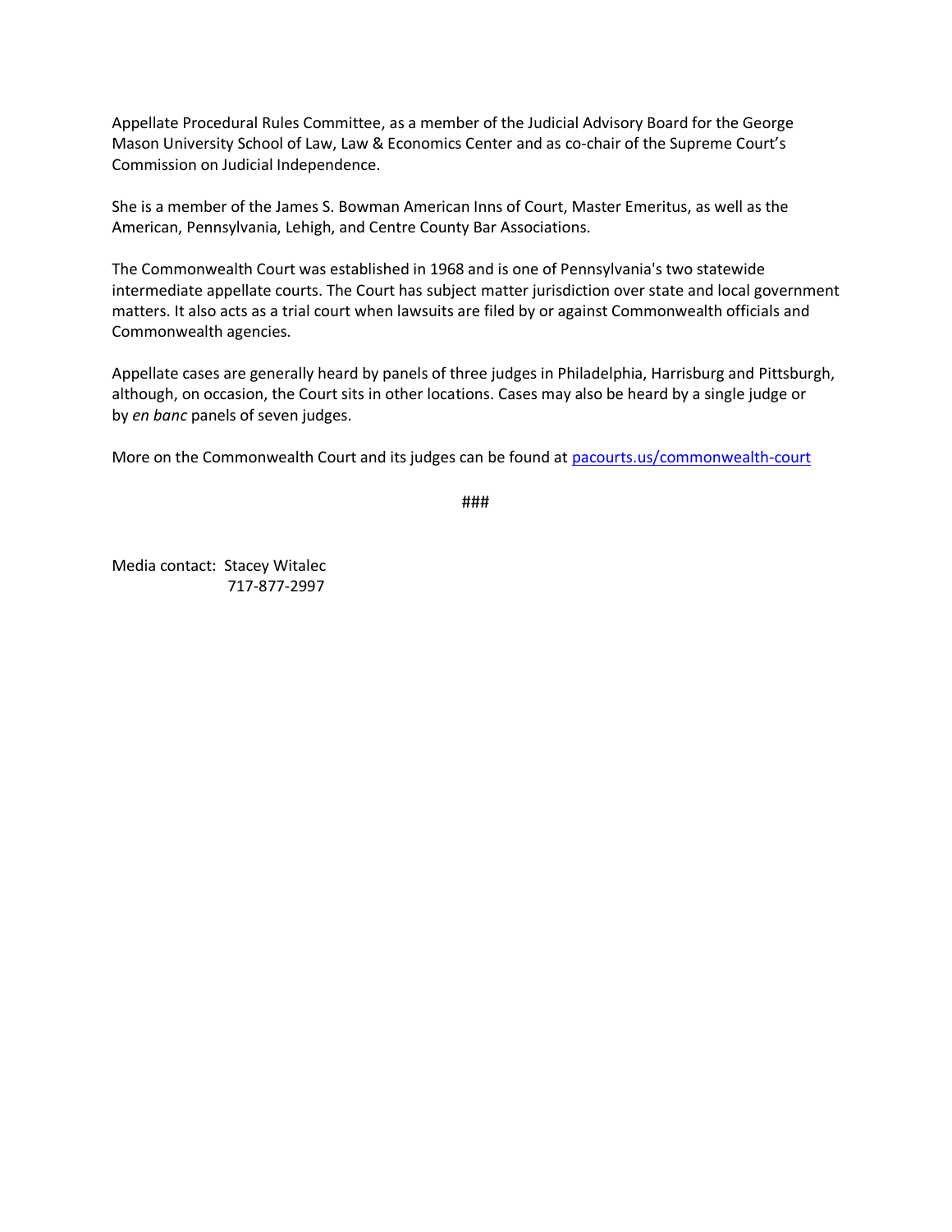Appellate Procedural Rules Committee, as a member of the Judicial Advisory Board for the George Mason University School of Law, Law & Economics Center and as co-chair of the Supreme Court's Commission on Judicial Independence.

She is a member of the James S. Bowman American Inns of Court, Master Emeritus, as well as the American, Pennsylvania, Lehigh, and Centre County Bar Associations.

The Commonwealth Court was established in 1968 and is one of Pennsylvania's two statewide intermediate appellate courts. The Court has subject matter jurisdiction over state and local government matters. It also acts as a trial court when lawsuits are filed by or against Commonwealth officials and Commonwealth agencies.

Appellate cases are generally heard by panels of three judges in Philadelphia, Harrisburg and Pittsburgh, although, on occasion, the Court sits in other locations. Cases may also be heard by a single judge or by *en banc* panels of seven judges.

More on the Commonwealth Court and its judges can be found at [pacourts.us/commonwealth-court](pacourts.us/commonwealth-court)

###

Media contact: Stacey Witalec
717-877-2997